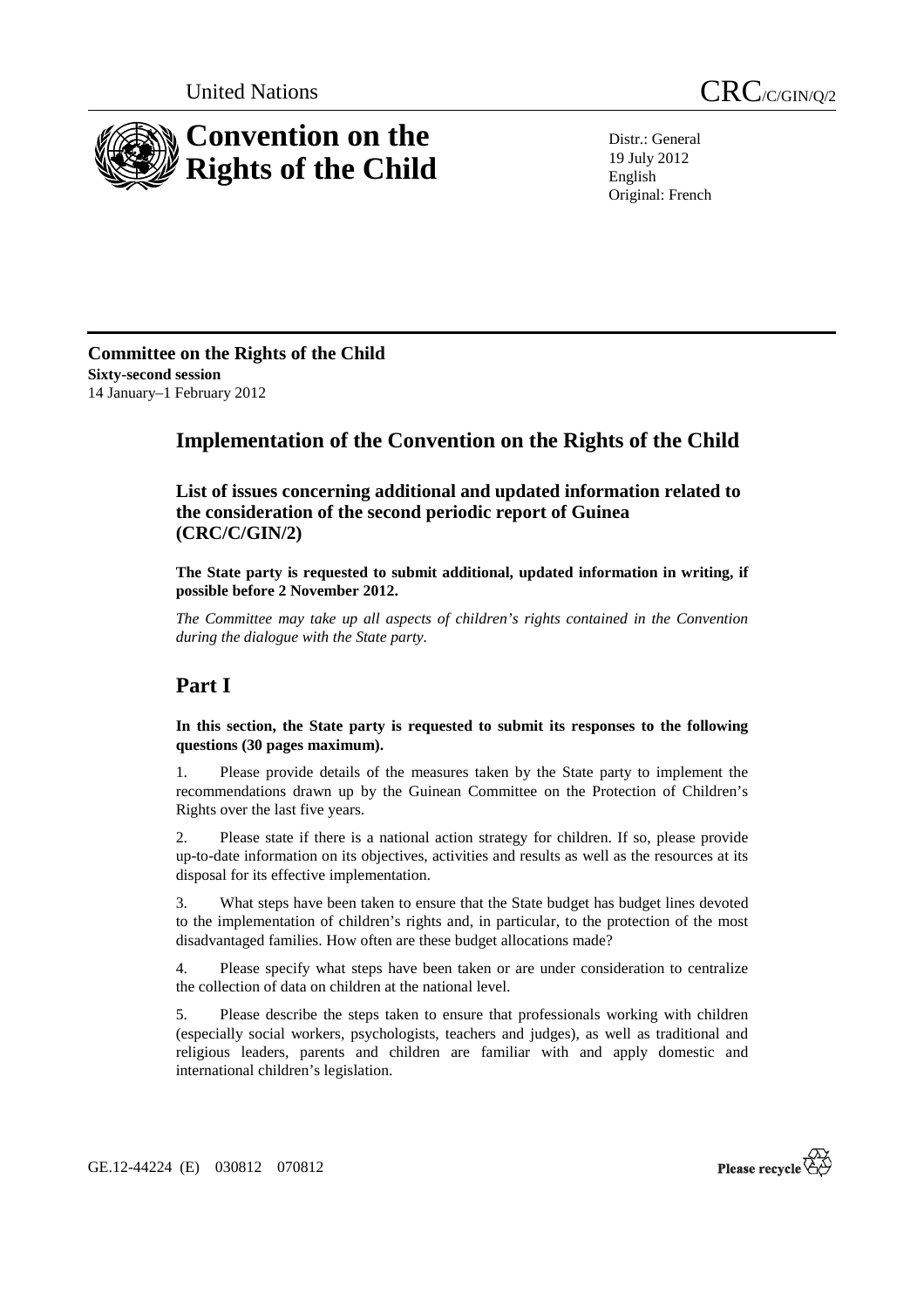United Nations

# CRC/C/GIN/Q/2

# Convention on the Rights of the Child

Distr.: General
19 July 2012
English
Original: French

**Committee on the Rights of the Child**
**Sixty-second session**
14 January–1 February 2012

## Implementation of the Convention on the Rights of the Child

### List of issues concerning additional and updated information related to the consideration of the second periodic report of Guinea (CRC/C/GIN/2)

**The State party is requested to submit additional, updated information in writing, if possible before 2 November 2012.**

*The Committee may take up all aspects of children's rights contained in the Convention during the dialogue with the State party.*

## Part I

**In this section, the State party is requested to submit its responses to the following questions (30 pages maximum).**

1. Please provide details of the measures taken by the State party to implement the recommendations drawn up by the Guinean Committee on the Protection of Children's Rights over the last five years.

2. Please state if there is a national action strategy for children. If so, please provide up-to-date information on its objectives, activities and results as well as the resources at its disposal for its effective implementation.

3. What steps have been taken to ensure that the State budget has budget lines devoted to the implementation of children's rights and, in particular, to the protection of the most disadvantaged families. How often are these budget allocations made?

4. Please specify what steps have been taken or are under consideration to centralize the collection of data on children at the national level.

5. Please describe the steps taken to ensure that professionals working with children (especially social workers, psychologists, teachers and judges), as well as traditional and religious leaders, parents and children are familiar with and apply domestic and international children's legislation.

GE.12-44224 (E) 030812 070812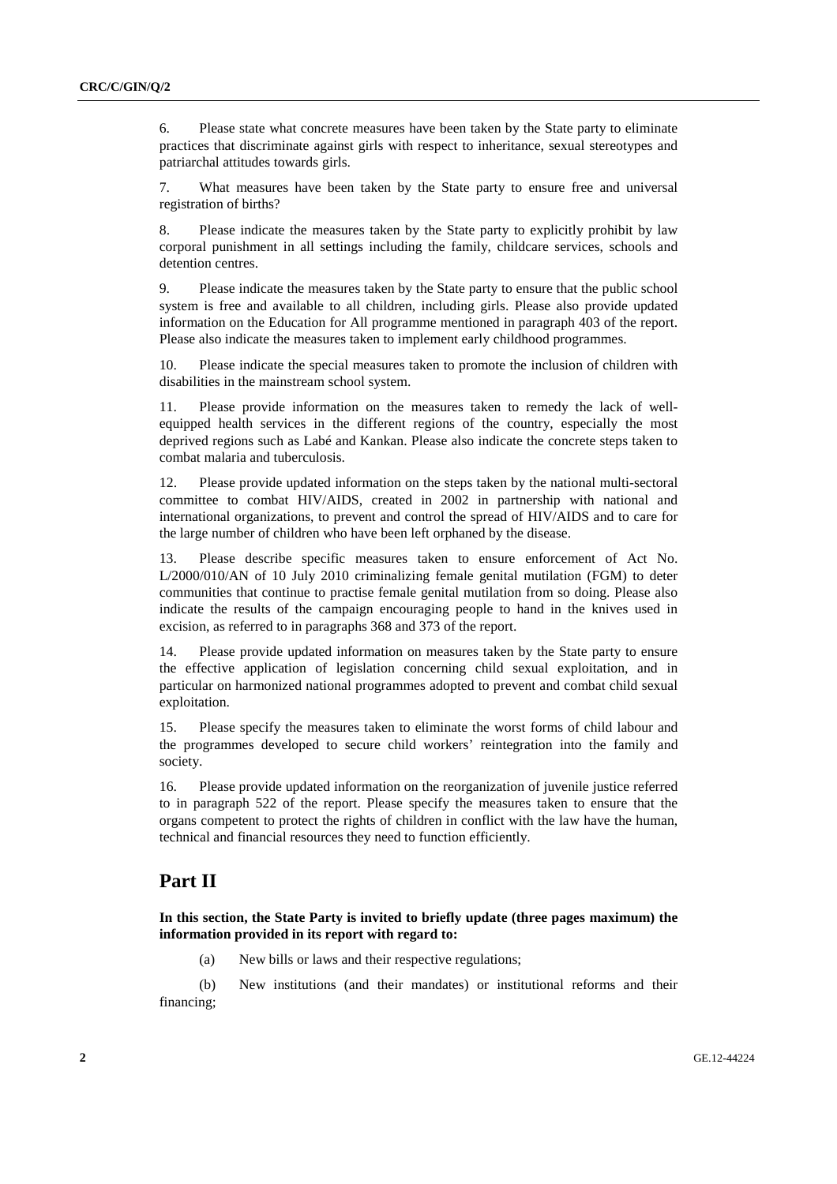6. Please state what concrete measures have been taken by the State party to eliminate practices that discriminate against girls with respect to inheritance, sexual stereotypes and patriarchal attitudes towards girls.

7. What measures have been taken by the State party to ensure free and universal registration of births?

8. Please indicate the measures taken by the State party to explicitly prohibit by law corporal punishment in all settings including the family, childcare services, schools and detention centres.

9. Please indicate the measures taken by the State party to ensure that the public school system is free and available to all children, including girls. Please also provide updated information on the Education for All programme mentioned in paragraph 403 of the report. Please also indicate the measures taken to implement early childhood programmes.

10. Please indicate the special measures taken to promote the inclusion of children with disabilities in the mainstream school system.

11. Please provide information on the measures taken to remedy the lack of well-equipped health services in the different regions of the country, especially the most deprived regions such as Labé and Kankan. Please also indicate the concrete steps taken to combat malaria and tuberculosis.

12. Please provide updated information on the steps taken by the national multi-sectoral committee to combat HIV/AIDS, created in 2002 in partnership with national and international organizations, to prevent and control the spread of HIV/AIDS and to care for the large number of children who have been left orphaned by the disease.

13. Please describe specific measures taken to ensure enforcement of Act No. L/2000/010/AN of 10 July 2010 criminalizing female genital mutilation (FGM) to deter communities that continue to practise female genital mutilation from so doing. Please also indicate the results of the campaign encouraging people to hand in the knives used in excision, as referred to in paragraphs 368 and 373 of the report.

14. Please provide updated information on measures taken by the State party to ensure the effective application of legislation concerning child sexual exploitation, and in particular on harmonized national programmes adopted to prevent and combat child sexual exploitation.

15. Please specify the measures taken to eliminate the worst forms of child labour and the programmes developed to secure child workers' reintegration into the family and society.

16. Please provide updated information on the reorganization of juvenile justice referred to in paragraph 522 of the report. Please specify the measures taken to ensure that the organs competent to protect the rights of children in conflict with the law have the human, technical and financial resources they need to function efficiently.

# Part II

**In this section, the State Party is invited to briefly update (three pages maximum) the information provided in its report with regard to:**

(a) New bills or laws and their respective regulations;

(b) New institutions (and their mandates) or institutional reforms and their financing;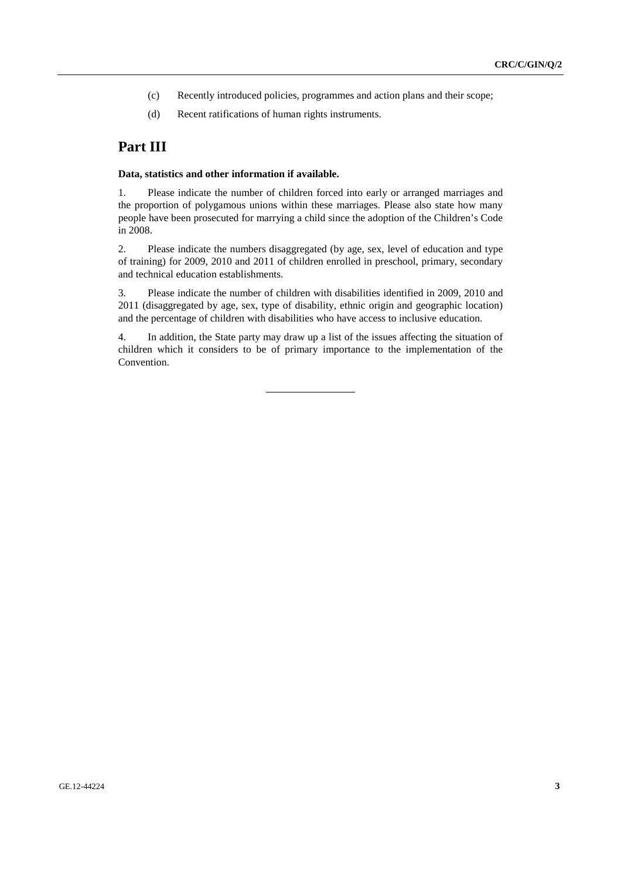(c) Recently introduced policies, programmes and action plans and their scope;

(d) Recent ratifications of human rights instruments.

## Part III

**Data, statistics and other information if available.**

1. Please indicate the number of children forced into early or arranged marriages and the proportion of polygamous unions within these marriages. Please also state how many people have been prosecuted for marrying a child since the adoption of the Children's Code in 2008.

2. Please indicate the numbers disaggregated (by age, sex, level of education and type of training) for 2009, 2010 and 2011 of children enrolled in preschool, primary, secondary and technical education establishments.

3. Please indicate the number of children with disabilities identified in 2009, 2010 and 2011 (disaggregated by age, sex, type of disability, ethnic origin and geographic location) and the percentage of children with disabilities who have access to inclusive education.

4. In addition, the State party may draw up a list of the issues affecting the situation of children which it considers to be of primary importance to the implementation of the Convention.